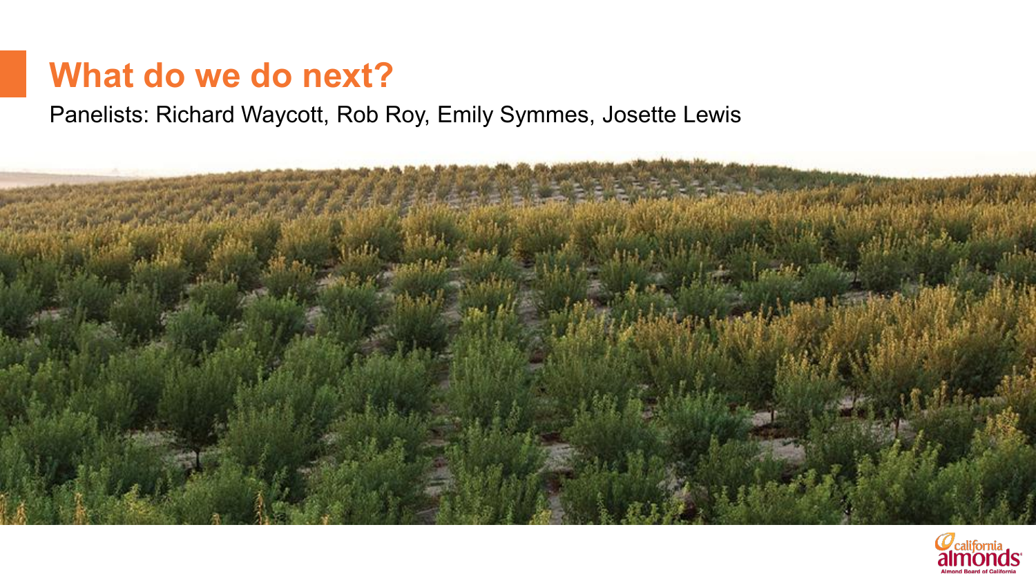# What do we do next?

Panelists: Richard Waycott, Rob Roy, Emily Symmes, Josette Lewis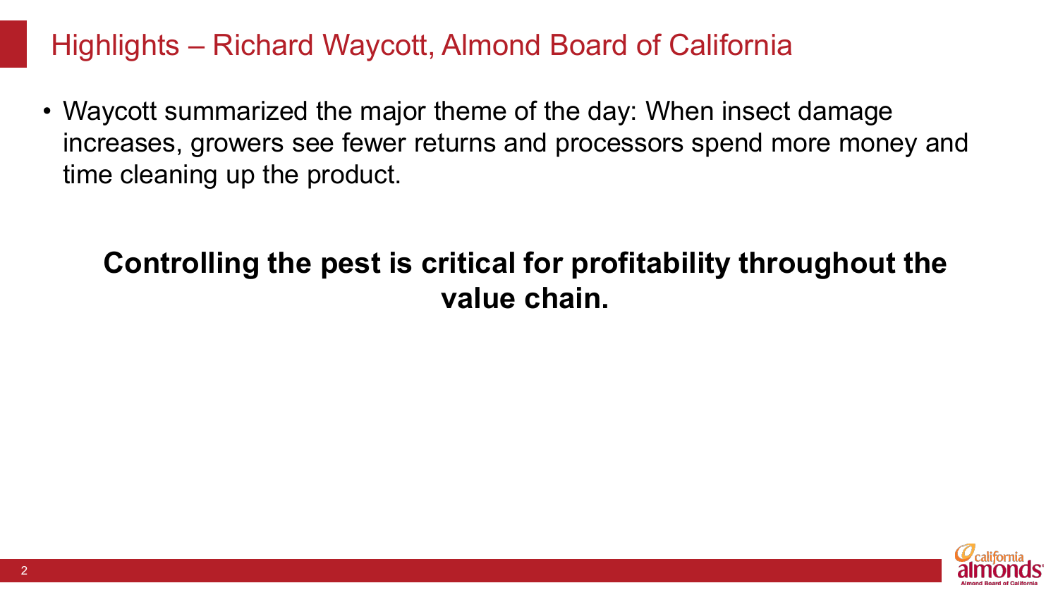# Highlights – Richard Waycott, Almond Board of California

- Waycott summarized the major theme of the day: When insect damage increases, growers see fewer returns and processors spend more money and time cleaning up the product.

**Controlling the pest is critical for profitability throughout the value chain.**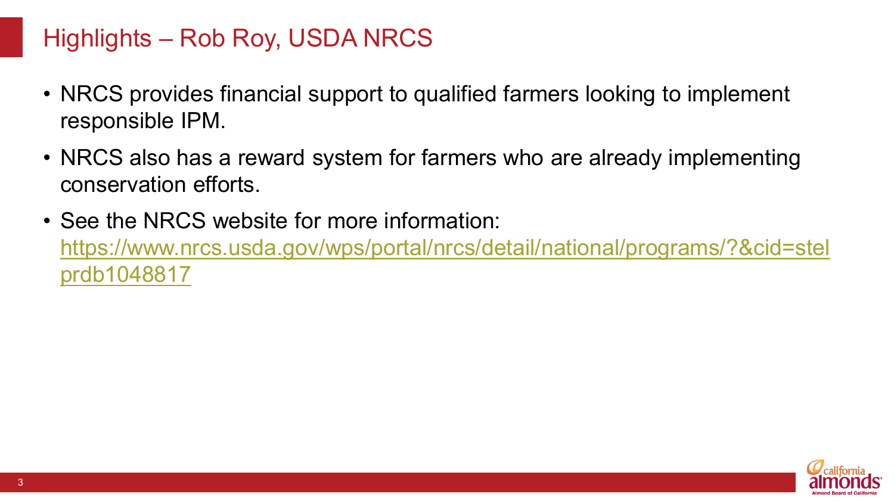# Highlights – Rob Roy, USDA NRCS

- NRCS provides financial support to qualified farmers looking to implement responsible IPM.
- NRCS also has a reward system for farmers who are already implementing conservation efforts.
- See the NRCS website for more information: https://www.nrcs.usda.gov/wps/portal/nrcs/detail/national/programs/?&cid=stelprdb1048817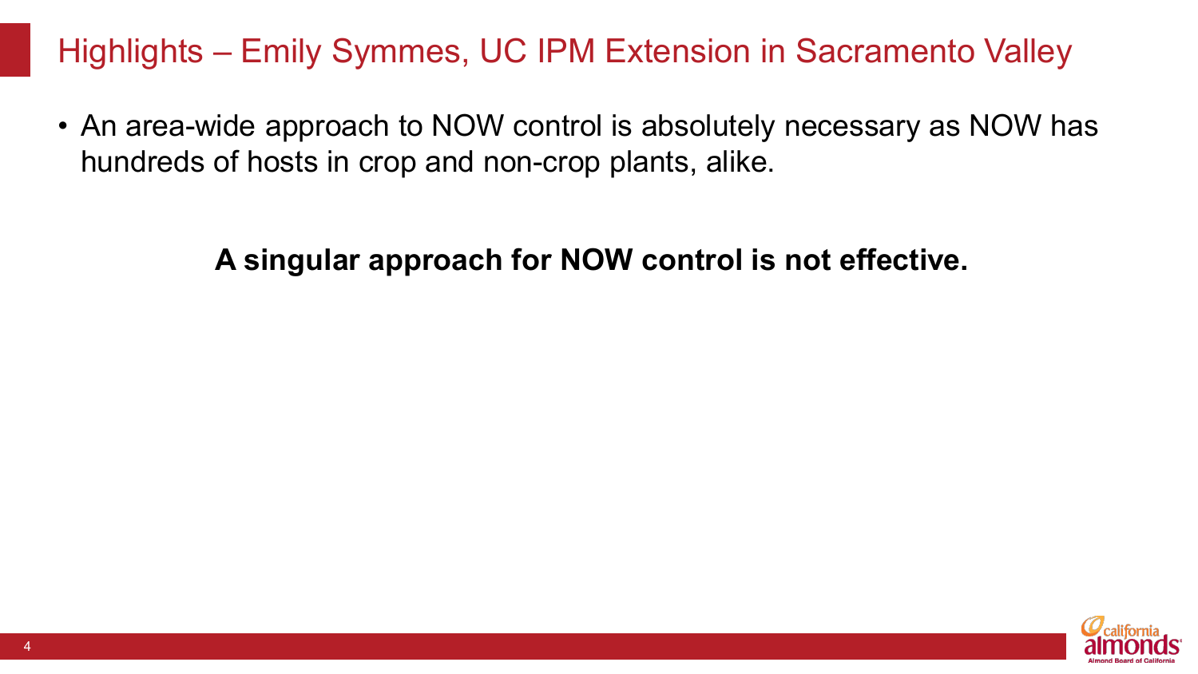# Highlights – Emily Symmes, UC IPM Extension in Sacramento Valley

- An area-wide approach to NOW control is absolutely necessary as NOW has hundreds of hosts in crop and non-crop plants, alike.

**A singular approach for NOW control is not effective.**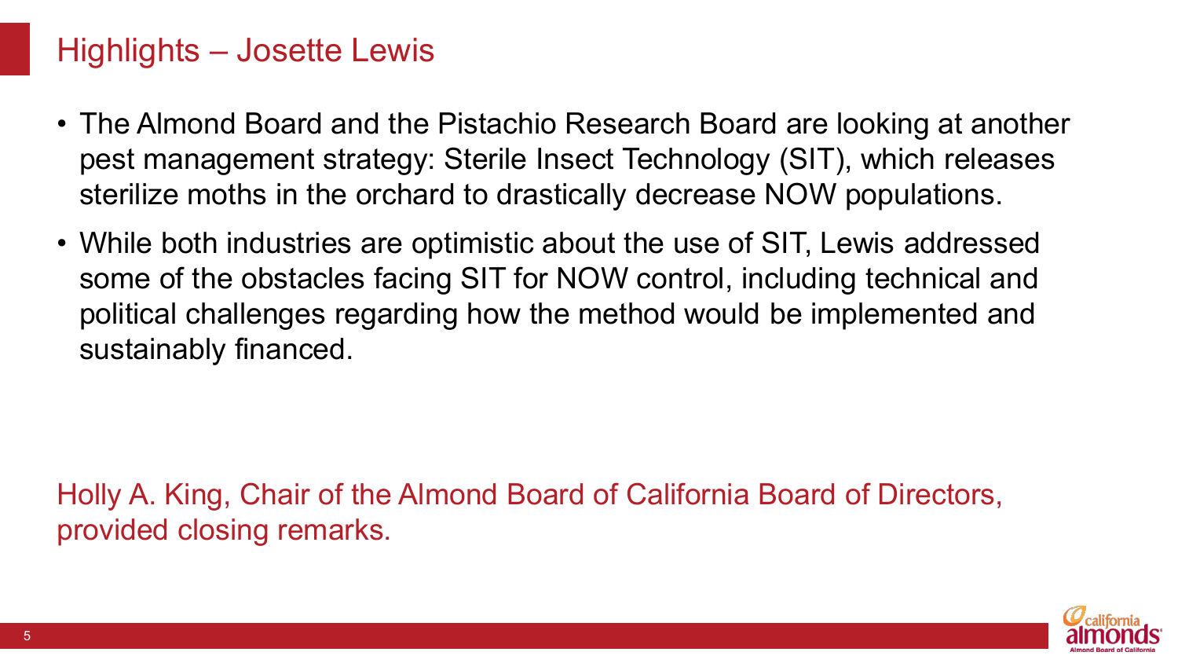# Highlights – Josette Lewis

- The Almond Board and the Pistachio Research Board are looking at another pest management strategy: Sterile Insect Technology (SIT), which releases sterilize moths in the orchard to drastically decrease NOW populations.
- While both industries are optimistic about the use of SIT, Lewis addressed some of the obstacles facing SIT for NOW control, including technical and political challenges regarding how the method would be implemented and sustainably financed.

Holly A. King, Chair of the Almond Board of California Board of Directors, provided closing remarks.